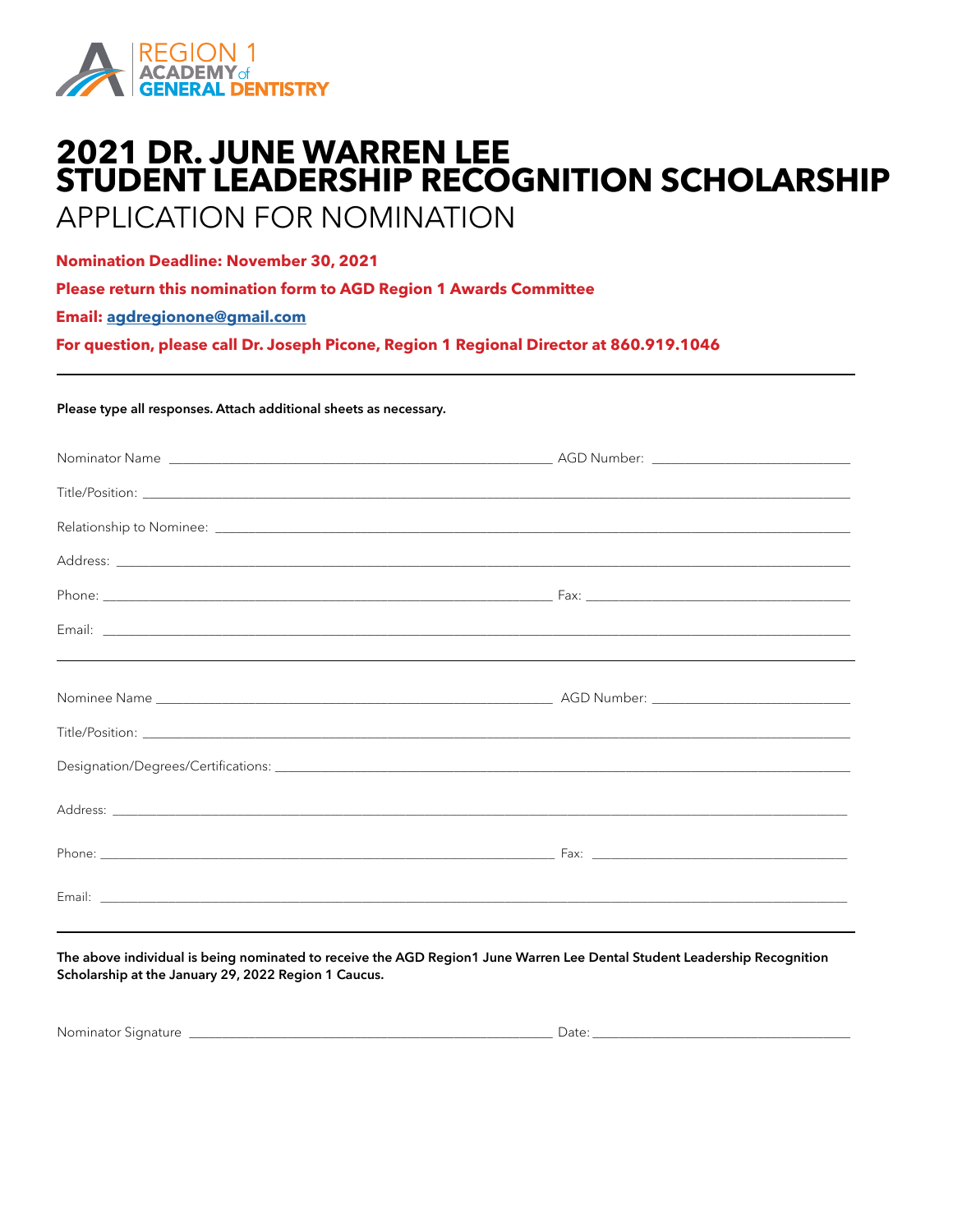REGION 1 ACADEMY of GENERAL DENTISTRY

# 2021 DR. JUNE WARREN LEE STUDENT LEADERSHIP RECOGNITION SCHOLARSHIP

## APPLICATION FOR NOMINATION

**Nomination Deadline: November 30, 2021**

**Please return this nomination form to AGD Region 1 Awards Committee**

**Email: agdregionone@gmail.com**

**For question, please call Dr. Joseph Picone, Region 1 Regional Director at 860.919.1046**

---

**Please type all responses. Attach additional sheets as necessary.**

Nominator Name ______________________ AGD Number: ______________

Title/Position: ______________________

Relationship to Nominee: ______________________

Address: ______________________

Phone: ______________________ Fax: ______________

Email: ______________________

---

Nominee Name ______________________ AGD Number: ______________

Title/Position: ______________________

Designation/Degrees/Certifications: ______________________

Address: ______________________

Phone: ______________________ Fax: ______________

Email: ______________________

---

**The above individual is being nominated to receive the AGD Region1 June Warren Lee Dental Student Leadership Recognition Scholarship at the January 29, 2022 Region 1 Caucus.**

Nominator Signature ______________________ Date: ______________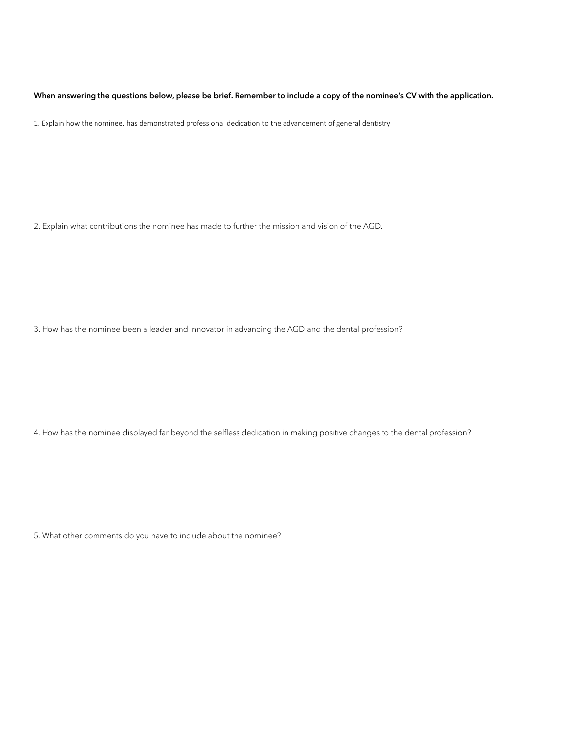**When answering the questions below, please be brief. Remember to include a copy of the nominee's CV with the application.**

1. Explain how the nominee. has demonstrated professional dedication to the advancement of general dentistry

2. Explain what contributions the nominee has made to further the mission and vision of the AGD.

3. How has the nominee been a leader and innovator in advancing the AGD and the dental profession?

4. How has the nominee displayed far beyond the selfless dedication in making positive changes to the dental profession?

5. What other comments do you have to include about the nominee?